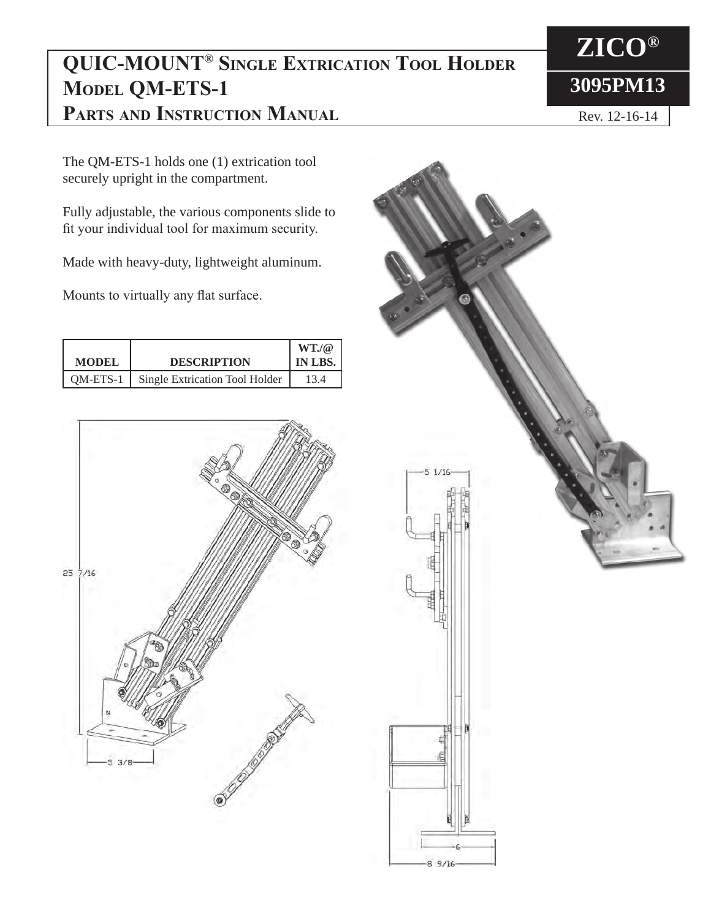# QUIC-MOUNT® Single Extrication Tool Holder Model QM-ETS-1 Parts and Instruction Manual

**ZICO®**

**3095PM13**

Rev. 12-16-14

The QM-ETS-1 holds one (1) extrication tool securely upright in the compartment.

Fully adjustable, the various components slide to fit your individual tool for maximum security.

Made with heavy-duty, lightweight aluminum.

Mounts to virtually any flat surface.

| MODEL | DESCRIPTION | WT./@ IN LBS. |
|---|---|---|
| QM-ETS-1 | Single Extrication Tool Holder | 13.4 |

25 7/16

5 3/8

5 1/16

6

8 9/16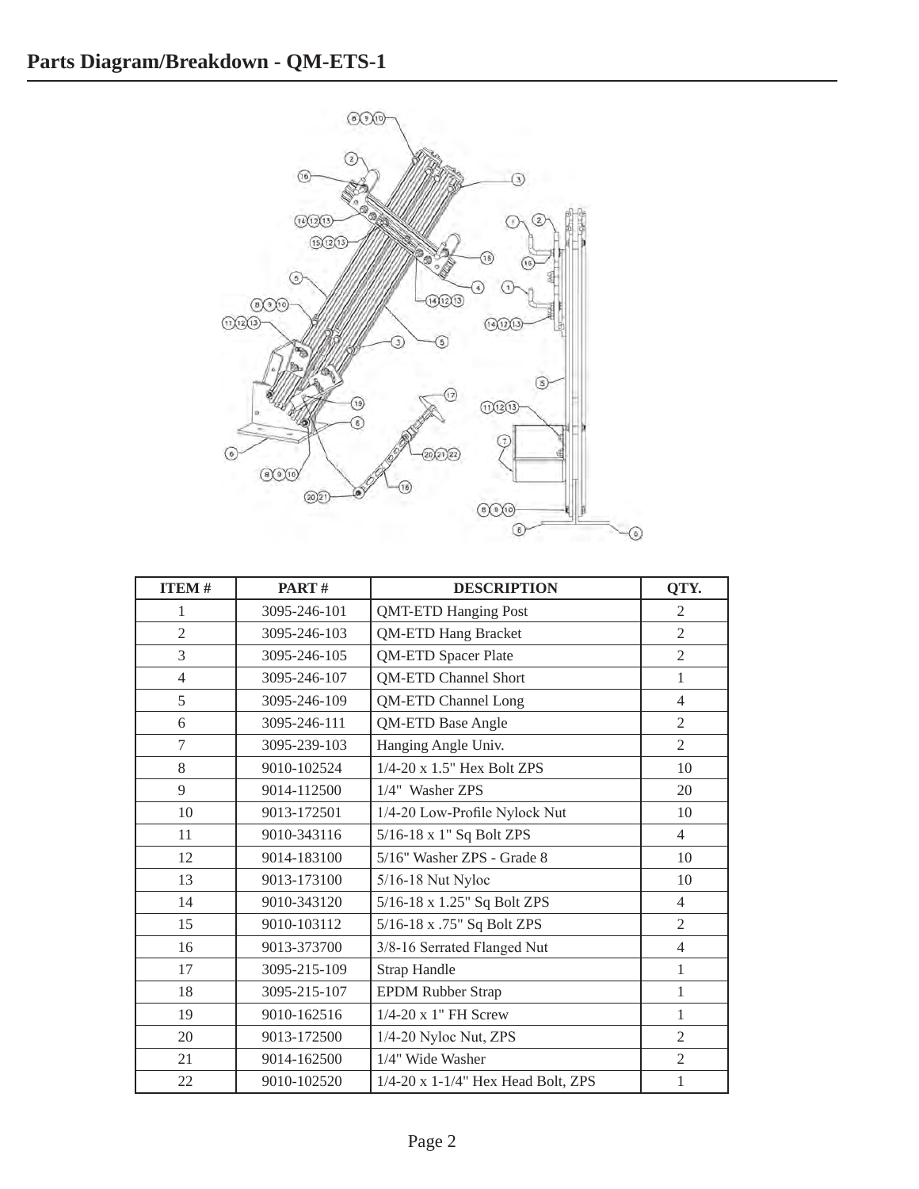# Parts Diagram/Breakdown - QM-ETS-1

| ITEM # | PART # | DESCRIPTION | QTY. |
|---|---|---|---|
| 1 | 3095-246-101 | QMT-ETD Hanging Post | 2 |
| 2 | 3095-246-103 | QM-ETD Hang Bracket | 2 |
| 3 | 3095-246-105 | QM-ETD Spacer Plate | 2 |
| 4 | 3095-246-107 | QM-ETD Channel Short | 1 |
| 5 | 3095-246-109 | QM-ETD Channel Long | 4 |
| 6 | 3095-246-111 | QM-ETD Base Angle | 2 |
| 7 | 3095-239-103 | Hanging Angle Univ. | 2 |
| 8 | 9010-102524 | 1/4-20 x 1.5" Hex Bolt ZPS | 10 |
| 9 | 9014-112500 | 1/4" Washer ZPS | 20 |
| 10 | 9013-172501 | 1/4-20 Low-Profile Nylock Nut | 10 |
| 11 | 9010-343116 | 5/16-18 x 1" Sq Bolt ZPS | 4 |
| 12 | 9014-183100 | 5/16" Washer ZPS - Grade 8 | 10 |
| 13 | 9013-173100 | 5/16-18 Nut Nyloc | 10 |
| 14 | 9010-343120 | 5/16-18 x 1.25" Sq Bolt ZPS | 4 |
| 15 | 9010-103112 | 5/16-18 x .75" Sq Bolt ZPS | 2 |
| 16 | 9013-373700 | 3/8-16 Serrated Flanged Nut | 4 |
| 17 | 3095-215-109 | Strap Handle | 1 |
| 18 | 3095-215-107 | EPDM Rubber Strap | 1 |
| 19 | 9010-162516 | 1/4-20 x 1" FH Screw | 1 |
| 20 | 9013-172500 | 1/4-20 Nyloc Nut, ZPS | 2 |
| 21 | 9014-162500 | 1/4" Wide Washer | 2 |
| 22 | 9010-102520 | 1/4-20 x 1-1/4" Hex Head Bolt, ZPS | 1 |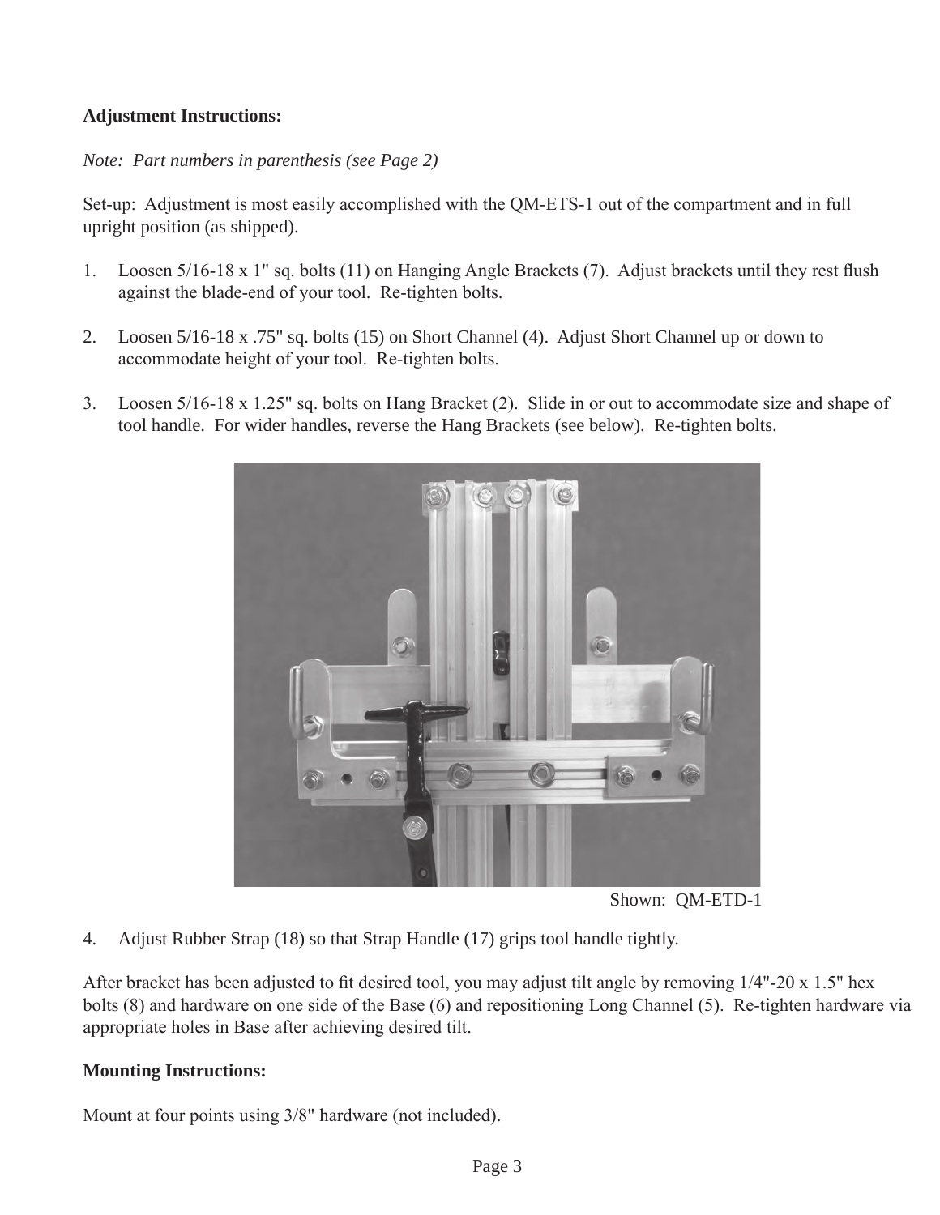**Adjustment Instructions:**

*Note: Part numbers in parenthesis (see Page 2)*

Set-up: Adjustment is most easily accomplished with the QM-ETS-1 out of the compartment and in full upright position (as shipped).

1. Loosen 5/16-18 x 1" sq. bolts (11) on Hanging Angle Brackets (7). Adjust brackets until they rest flush against the blade-end of your tool. Re-tighten bolts.

2. Loosen 5/16-18 x .75" sq. bolts (15) on Short Channel (4). Adjust Short Channel up or down to accommodate height of your tool. Re-tighten bolts.

3. Loosen 5/16-18 x 1.25" sq. bolts on Hang Bracket (2). Slide in or out to accommodate size and shape of tool handle. For wider handles, reverse the Hang Brackets (see below). Re-tighten bolts.

Shown: QM-ETD-1

4. Adjust Rubber Strap (18) so that Strap Handle (17) grips tool handle tightly.

After bracket has been adjusted to fit desired tool, you may adjust tilt angle by removing 1/4"-20 x 1.5" hex bolts (8) and hardware on one side of the Base (6) and repositioning Long Channel (5). Re-tighten hardware via appropriate holes in Base after achieving desired tilt.

**Mounting Instructions:**

Mount at four points using 3/8" hardware (not included).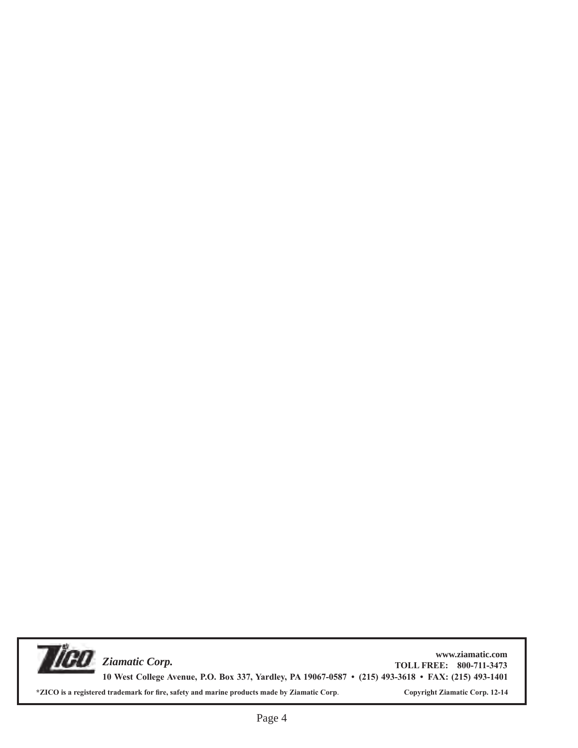*Ziamatic Corp.*

**www.ziamatic.com**
**TOLL FREE: 800-711-3473**

**10 West College Avenue, P.O. Box 337, Yardley, PA 19067-0587 • (215) 493-3618 • FAX: (215) 493-1401**

***ZICO is a registered trademark for fire, safety and marine products made by Ziamatic Corp.**

**Copyright Ziamatic Corp. 12-14**